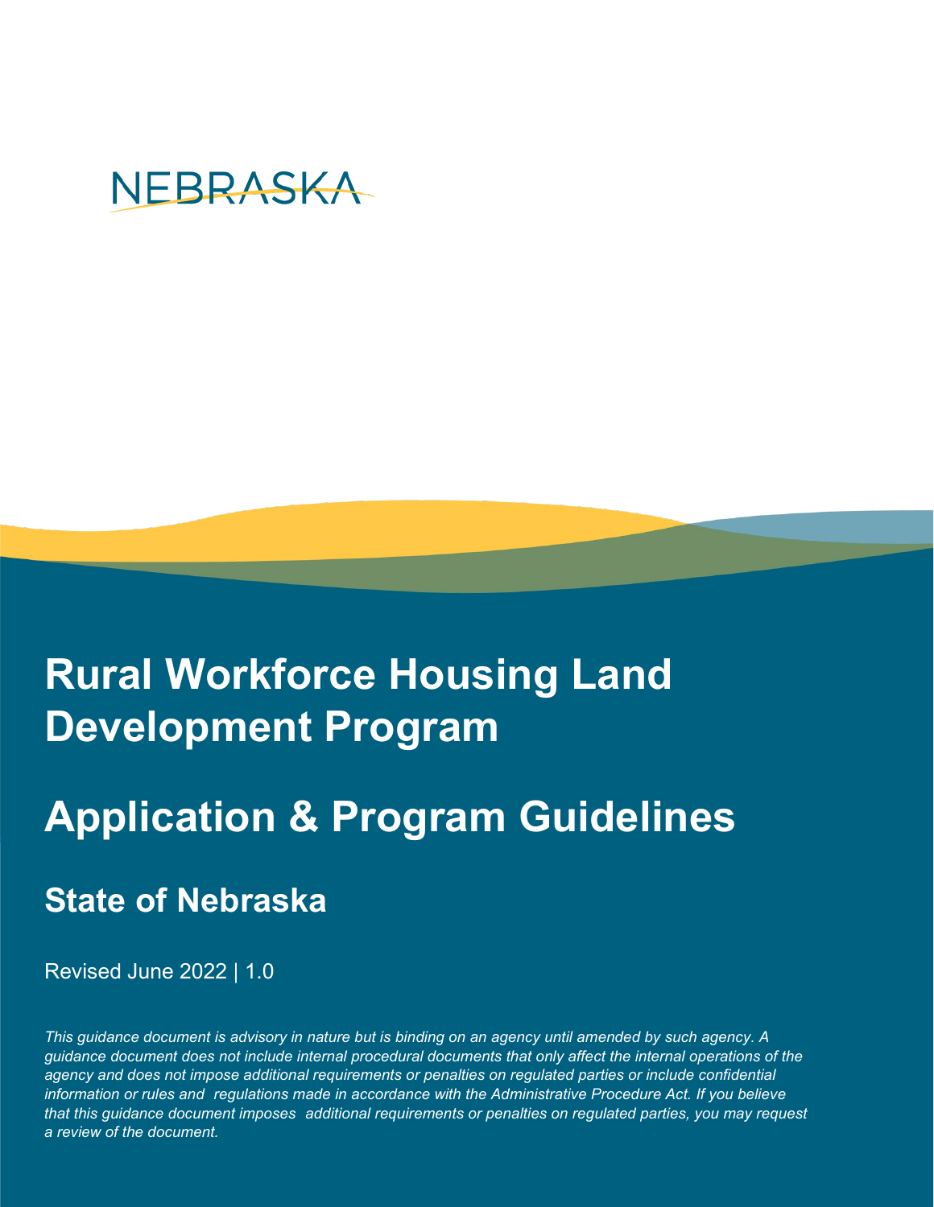NEBRASKA

# Rural Workforce Housing Land Development Program

# Application & Program Guidelines

## State of Nebraska

Revised June 2022 | 1.0

*This guidance document is advisory in nature but is binding on an agency until amended by such agency. A guidance document does not include internal procedural documents that only affect the internal operations of the agency and does not impose additional requirements or penalties on regulated parties or include confidential information or rules and regulations made in accordance with the Administrative Procedure Act. If you believe that this guidance document imposes additional requirements or penalties on regulated parties, you may request a review of the document.*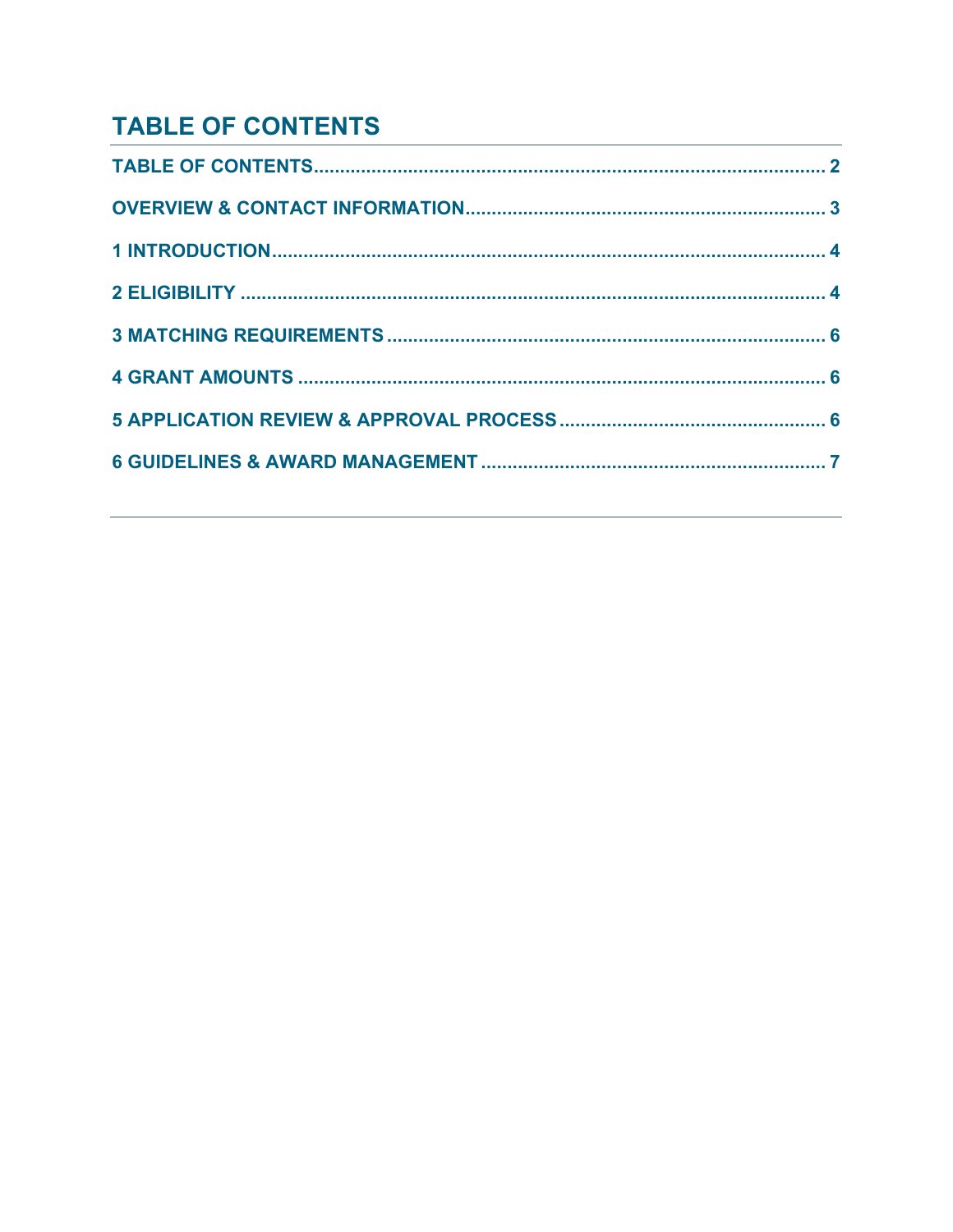# TABLE OF CONTENTS

**TABLE OF CONTENTS** ........................................................................................ **2**

**OVERVIEW & CONTACT INFORMATION** ........................................................... **3**

**1 INTRODUCTION** ............................................................................................... **4**

**2 ELIGIBILITY** ...................................................................................................... **4**

**3 MATCHING REQUIREMENTS** .......................................................................... **6**

**4 GRANT AMOUNTS** ........................................................................................... **6**

**5 APPLICATION REVIEW & APPROVAL PROCESS** ......................................... **6**

**6 GUIDELINES & AWARD MANAGEMENT** ......................................................... **7**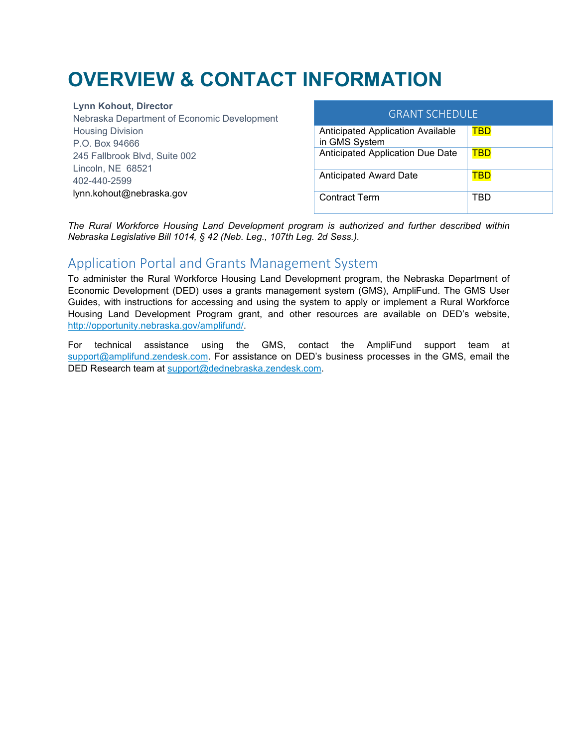# OVERVIEW & CONTACT INFORMATION

**Lynn Kohout, Director**
Nebraska Department of Economic Development
Housing Division
P.O. Box 94666
245 Fallbrook Blvd, Suite 002
Lincoln, NE 68521
402-440-2599
lynn.kohout@nebraska.gov

| GRANT SCHEDULE | |
|---|---|
| Anticipated Application Available in GMS System | TBD |
| Anticipated Application Due Date | TBD |
| Anticipated Award Date | TBD |
| Contract Term | TBD |

*The Rural Workforce Housing Land Development program is authorized and further described within Nebraska Legislative Bill 1014, § 42 (Neb. Leg., 107th Leg. 2d Sess.).*

## Application Portal and Grants Management System

To administer the Rural Workforce Housing Land Development program, the Nebraska Department of Economic Development (DED) uses a grants management system (GMS), AmpliFund. The GMS User Guides, with instructions for accessing and using the system to apply or implement a Rural Workforce Housing Land Development Program grant, and other resources are available on DED's website, http://opportunity.nebraska.gov/amplifund/.

For technical assistance using the GMS, contact the AmpliFund support team at support@amplifund.zendesk.com. For assistance on DED's business processes in the GMS, email the DED Research team at support@dednebraska.zendesk.com.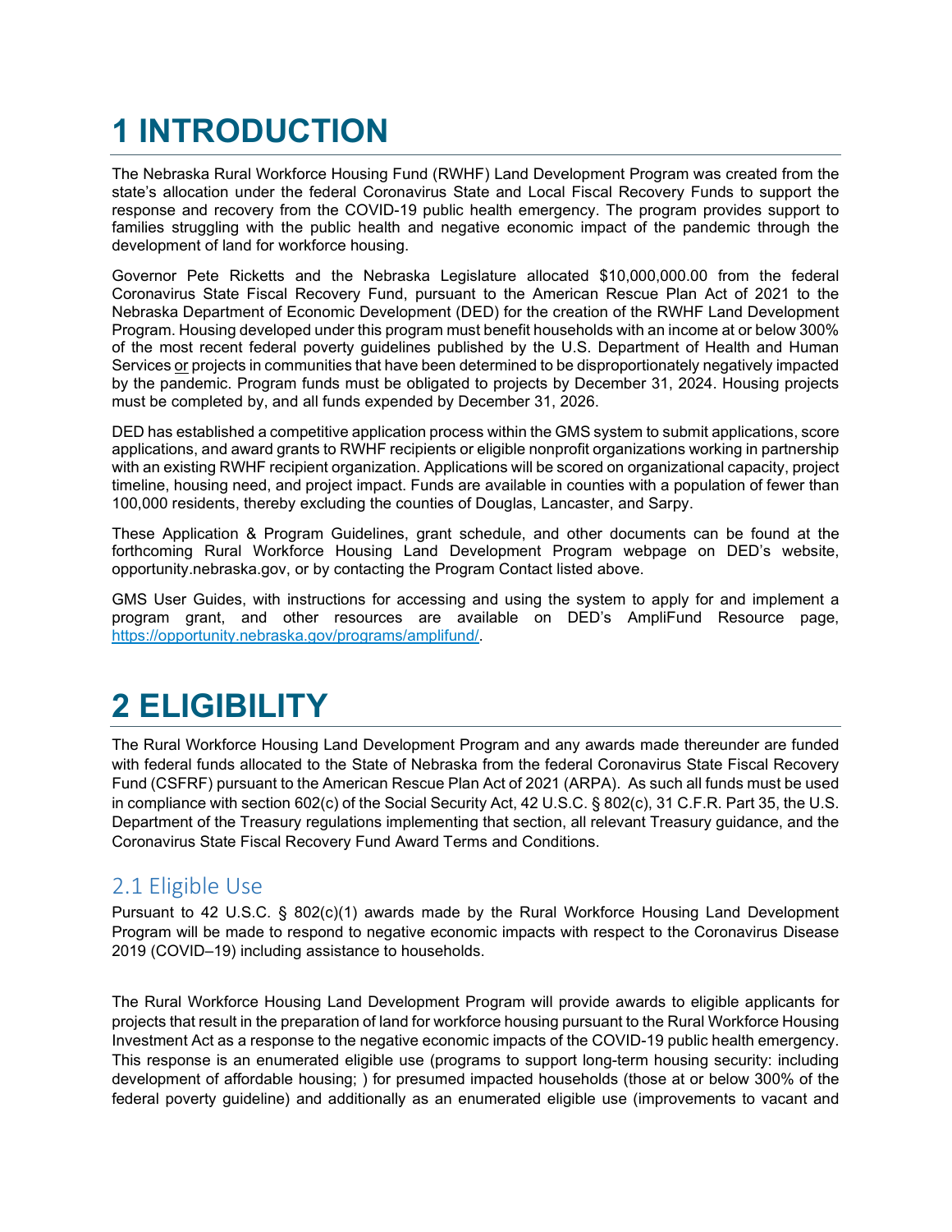# 1 INTRODUCTION

The Nebraska Rural Workforce Housing Fund (RWHF) Land Development Program was created from the state's allocation under the federal Coronavirus State and Local Fiscal Recovery Funds to support the response and recovery from the COVID-19 public health emergency. The program provides support to families struggling with the public health and negative economic impact of the pandemic through the development of land for workforce housing.

Governor Pete Ricketts and the Nebraska Legislature allocated $10,000,000.00 from the federal Coronavirus State Fiscal Recovery Fund, pursuant to the American Rescue Plan Act of 2021 to the Nebraska Department of Economic Development (DED) for the creation of the RWHF Land Development Program. Housing developed under this program must benefit households with an income at or below 300% of the most recent federal poverty guidelines published by the U.S. Department of Health and Human Services or projects in communities that have been determined to be disproportionately negatively impacted by the pandemic. Program funds must be obligated to projects by December 31, 2024. Housing projects must be completed by, and all funds expended by December 31, 2026.

DED has established a competitive application process within the GMS system to submit applications, score applications, and award grants to RWHF recipients or eligible nonprofit organizations working in partnership with an existing RWHF recipient organization. Applications will be scored on organizational capacity, project timeline, housing need, and project impact. Funds are available in counties with a population of fewer than 100,000 residents, thereby excluding the counties of Douglas, Lancaster, and Sarpy.

These Application & Program Guidelines, grant schedule, and other documents can be found at the forthcoming Rural Workforce Housing Land Development Program webpage on DED's website, opportunity.nebraska.gov, or by contacting the Program Contact listed above.

GMS User Guides, with instructions for accessing and using the system to apply for and implement a program grant, and other resources are available on DED's AmpliFund Resource page, https://opportunity.nebraska.gov/programs/amplifund/.

# 2 ELIGIBILITY

The Rural Workforce Housing Land Development Program and any awards made thereunder are funded with federal funds allocated to the State of Nebraska from the federal Coronavirus State Fiscal Recovery Fund (CSFRF) pursuant to the American Rescue Plan Act of 2021 (ARPA). As such all funds must be used in compliance with section 602(c) of the Social Security Act, 42 U.S.C. § 802(c), 31 C.F.R. Part 35, the U.S. Department of the Treasury regulations implementing that section, all relevant Treasury guidance, and the Coronavirus State Fiscal Recovery Fund Award Terms and Conditions.

## 2.1 Eligible Use

Pursuant to 42 U.S.C. § 802(c)(1) awards made by the Rural Workforce Housing Land Development Program will be made to respond to negative economic impacts with respect to the Coronavirus Disease 2019 (COVID–19) including assistance to households.

The Rural Workforce Housing Land Development Program will provide awards to eligible applicants for projects that result in the preparation of land for workforce housing pursuant to the Rural Workforce Housing Investment Act as a response to the negative economic impacts of the COVID-19 public health emergency. This response is an enumerated eligible use (programs to support long-term housing security: including development of affordable housing; ) for presumed impacted households (those at or below 300% of the federal poverty guideline) and additionally as an enumerated eligible use (improvements to vacant and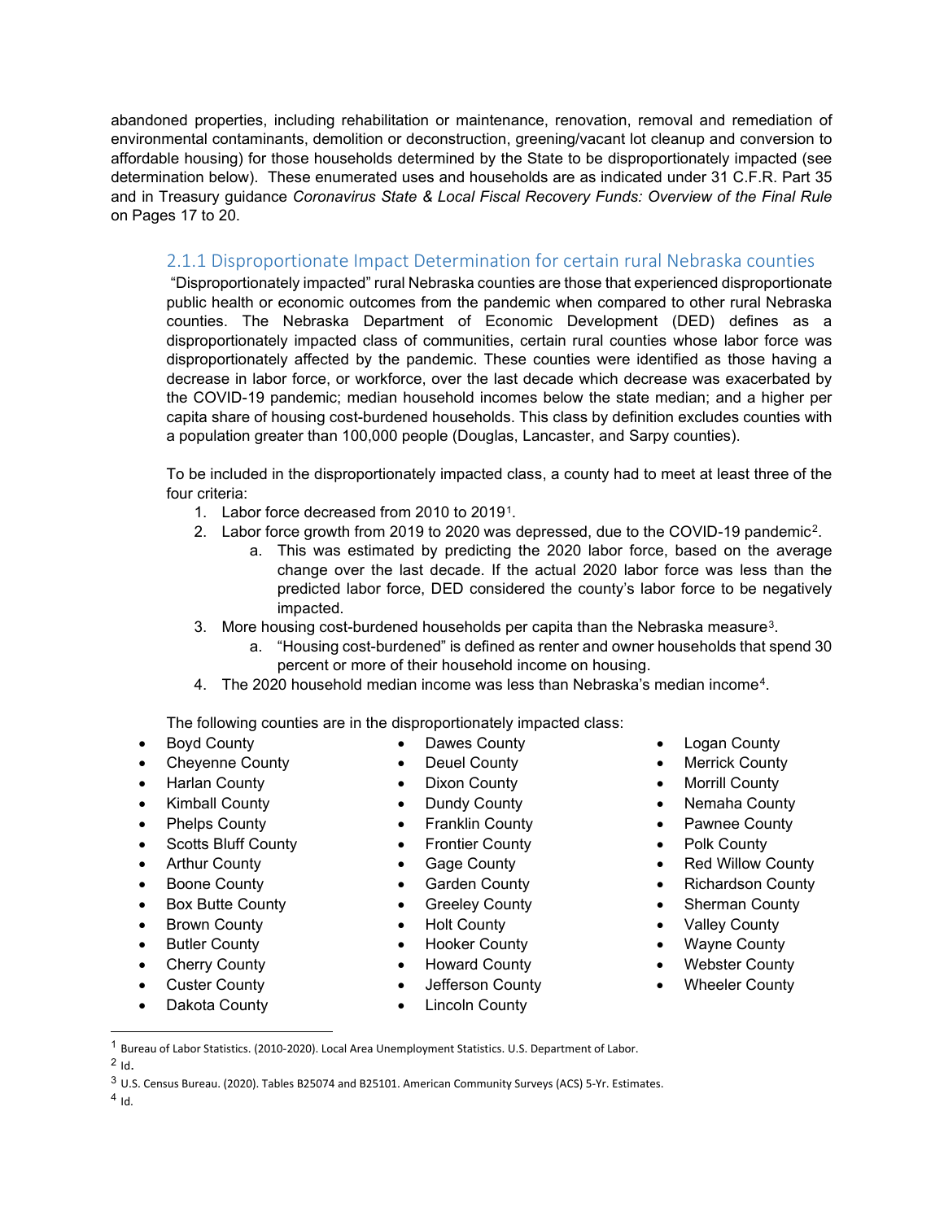abandoned properties, including rehabilitation or maintenance, renovation, removal and remediation of environmental contaminants, demolition or deconstruction, greening/vacant lot cleanup and conversion to affordable housing) for those households determined by the State to be disproportionately impacted (see determination below). These enumerated uses and households are as indicated under 31 C.F.R. Part 35 and in Treasury guidance *Coronavirus State & Local Fiscal Recovery Funds: Overview of the Final Rule* on Pages 17 to 20.

### 2.1.1 Disproportionate Impact Determination for certain rural Nebraska counties

"Disproportionately impacted" rural Nebraska counties are those that experienced disproportionate public health or economic outcomes from the pandemic when compared to other rural Nebraska counties. The Nebraska Department of Economic Development (DED) defines as a disproportionately impacted class of communities, certain rural counties whose labor force was disproportionately affected by the pandemic. These counties were identified as those having a decrease in labor force, or workforce, over the last decade which decrease was exacerbated by the COVID-19 pandemic; median household incomes below the state median; and a higher per capita share of housing cost-burdened households. This class by definition excludes counties with a population greater than 100,000 people (Douglas, Lancaster, and Sarpy counties).

To be included in the disproportionately impacted class, a county had to meet at least three of the four criteria:

1. Labor force decreased from 2010 to 2019[1].
2. Labor force growth from 2019 to 2020 was depressed, due to the COVID-19 pandemic[2].
   a. This was estimated by predicting the 2020 labor force, based on the average change over the last decade. If the actual 2020 labor force was less than the predicted labor force, DED considered the county's labor force to be negatively impacted.
3. More housing cost-burdened households per capita than the Nebraska measure[3].
   a. "Housing cost-burdened" is defined as renter and owner households that spend 30 percent or more of their household income on housing.
4. The 2020 household median income was less than Nebraska's median income[4].

The following counties are in the disproportionately impacted class:

- Boyd County
- Cheyenne County
- Harlan County
- Kimball County
- Phelps County
- Scotts Bluff County
- Arthur County
- Boone County
- Box Butte County
- Brown County
- Butler County
- Cherry County
- Custer County
- Dakota County
- Dawes County
- Deuel County
- Dixon County
- Dundy County
- Franklin County
- Frontier County
- Gage County
- Garden County
- Greeley County
- Holt County
- Hooker County
- Howard County
- Jefferson County
- Lincoln County
- Logan County
- Merrick County
- Morrill County
- Nemaha County
- Pawnee County
- Polk County
- Red Willow County
- Richardson County
- Sherman County
- Valley County
- Wayne County
- Webster County
- Wheeler County

[1] Bureau of Labor Statistics. (2010-2020). Local Area Unemployment Statistics. U.S. Department of Labor.

[2] Id.

[3] U.S. Census Bureau. (2020). Tables B25074 and B25101. American Community Surveys (ACS) 5-Yr. Estimates.

[4] Id.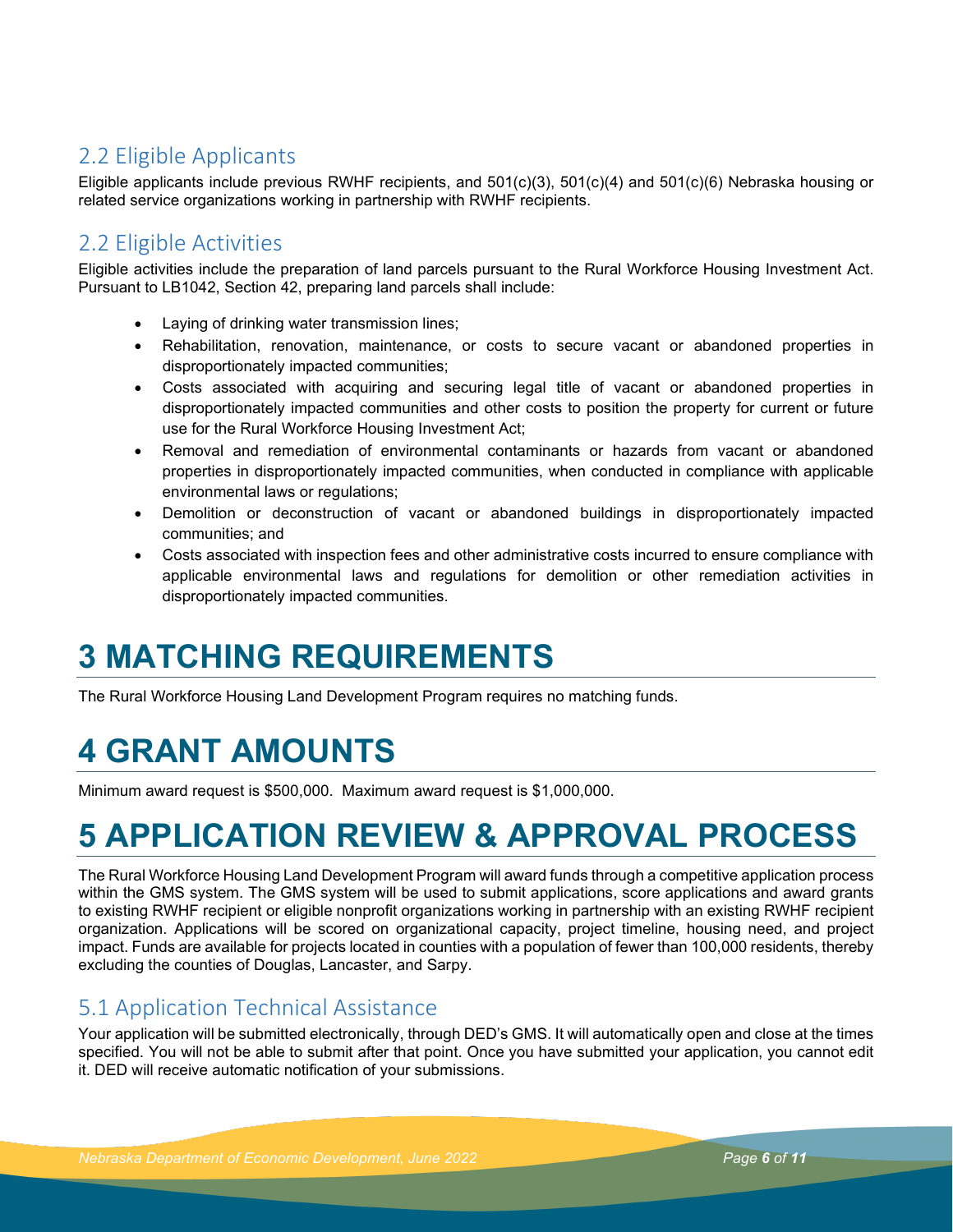## 2.2 Eligible Applicants

Eligible applicants include previous RWHF recipients, and 501(c)(3), 501(c)(4) and 501(c)(6) Nebraska housing or related service organizations working in partnership with RWHF recipients.

## 2.2 Eligible Activities

Eligible activities include the preparation of land parcels pursuant to the Rural Workforce Housing Investment Act. Pursuant to LB1042, Section 42, preparing land parcels shall include:

- Laying of drinking water transmission lines;
- Rehabilitation, renovation, maintenance, or costs to secure vacant or abandoned properties in disproportionately impacted communities;
- Costs associated with acquiring and securing legal title of vacant or abandoned properties in disproportionately impacted communities and other costs to position the property for current or future use for the Rural Workforce Housing Investment Act;
- Removal and remediation of environmental contaminants or hazards from vacant or abandoned properties in disproportionately impacted communities, when conducted in compliance with applicable environmental laws or regulations;
- Demolition or deconstruction of vacant or abandoned buildings in disproportionately impacted communities; and
- Costs associated with inspection fees and other administrative costs incurred to ensure compliance with applicable environmental laws and regulations for demolition or other remediation activities in disproportionately impacted communities.

# 3 MATCHING REQUIREMENTS

The Rural Workforce Housing Land Development Program requires no matching funds.

# 4 GRANT AMOUNTS

Minimum award request is $500,000. Maximum award request is $1,000,000.

# 5 APPLICATION REVIEW & APPROVAL PROCESS

The Rural Workforce Housing Land Development Program will award funds through a competitive application process within the GMS system. The GMS system will be used to submit applications, score applications and award grants to existing RWHF recipient or eligible nonprofit organizations working in partnership with an existing RWHF recipient organization. Applications will be scored on organizational capacity, project timeline, housing need, and project impact. Funds are available for projects located in counties with a population of fewer than 100,000 residents, thereby excluding the counties of Douglas, Lancaster, and Sarpy.

## 5.1 Application Technical Assistance

Your application will be submitted electronically, through DED's GMS. It will automatically open and close at the times specified. You will not be able to submit after that point. Once you have submitted your application, you cannot edit it. DED will receive automatic notification of your submissions.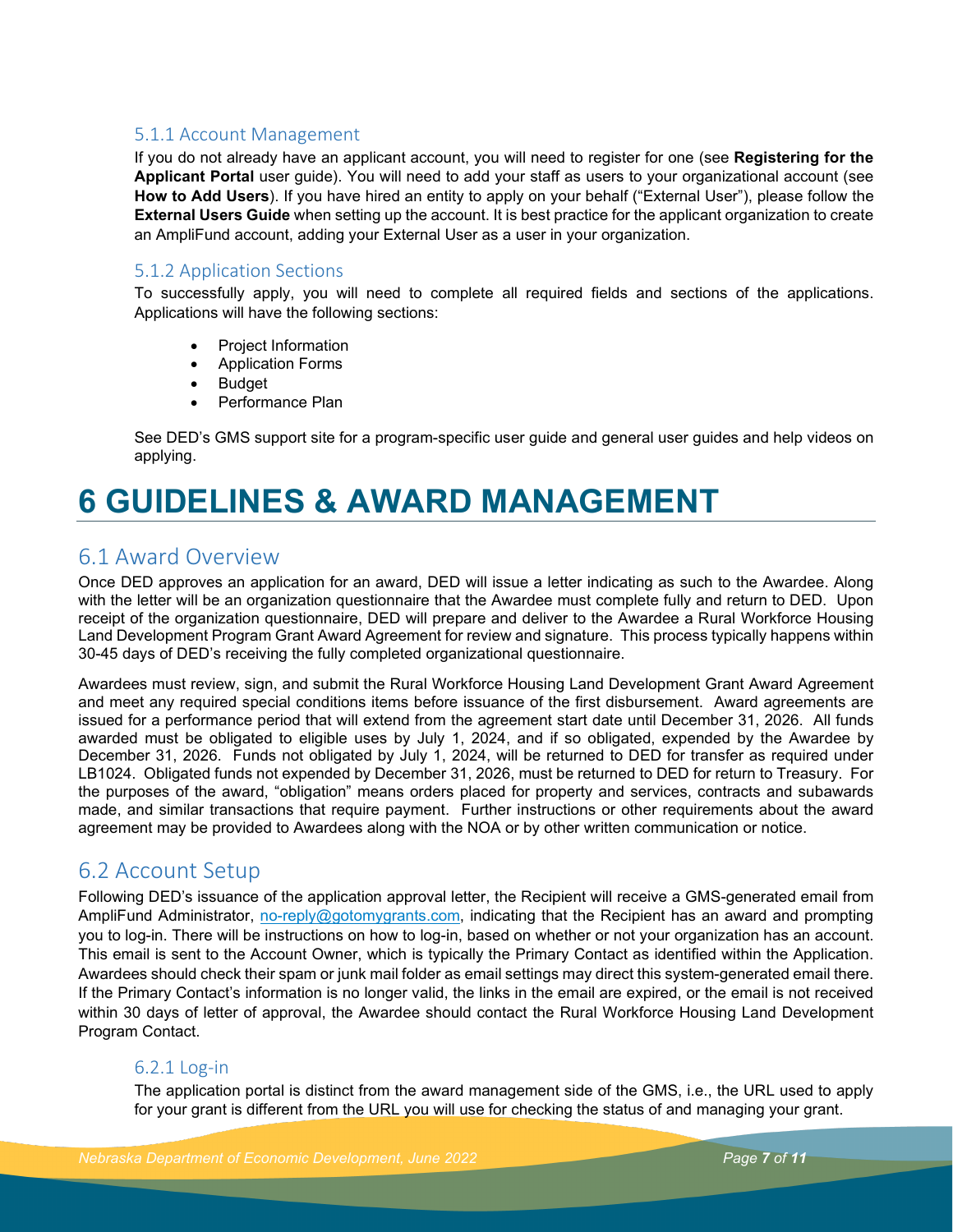### 5.1.1 Account Management

If you do not already have an applicant account, you will need to register for one (see **Registering for the Applicant Portal** user guide). You will need to add your staff as users to your organizational account (see **How to Add Users**). If you have hired an entity to apply on your behalf ("External User"), please follow the **External Users Guide** when setting up the account. It is best practice for the applicant organization to create an AmpliFund account, adding your External User as a user in your organization.

### 5.1.2 Application Sections

To successfully apply, you will need to complete all required fields and sections of the applications. Applications will have the following sections:

- Project Information
- Application Forms
- Budget
- Performance Plan

See DED's GMS support site for a program-specific user guide and general user guides and help videos on applying.

# 6 GUIDELINES & AWARD MANAGEMENT

## 6.1 Award Overview

Once DED approves an application for an award, DED will issue a letter indicating as such to the Awardee. Along with the letter will be an organization questionnaire that the Awardee must complete fully and return to DED. Upon receipt of the organization questionnaire, DED will prepare and deliver to the Awardee a Rural Workforce Housing Land Development Program Grant Award Agreement for review and signature. This process typically happens within 30-45 days of DED's receiving the fully completed organizational questionnaire.

Awardees must review, sign, and submit the Rural Workforce Housing Land Development Grant Award Agreement and meet any required special conditions items before issuance of the first disbursement. Award agreements are issued for a performance period that will extend from the agreement start date until December 31, 2026. All funds awarded must be obligated to eligible uses by July 1, 2024, and if so obligated, expended by the Awardee by December 31, 2026. Funds not obligated by July 1, 2024, will be returned to DED for transfer as required under LB1024. Obligated funds not expended by December 31, 2026, must be returned to DED for return to Treasury. For the purposes of the award, "obligation" means orders placed for property and services, contracts and subawards made, and similar transactions that require payment. Further instructions or other requirements about the award agreement may be provided to Awardees along with the NOA or by other written communication or notice.

## 6.2 Account Setup

Following DED's issuance of the application approval letter, the Recipient will receive a GMS-generated email from AmpliFund Administrator, no-reply@gotomygrants.com, indicating that the Recipient has an award and prompting you to log-in. There will be instructions on how to log-in, based on whether or not your organization has an account. This email is sent to the Account Owner, which is typically the Primary Contact as identified within the Application. Awardees should check their spam or junk mail folder as email settings may direct this system-generated email there. If the Primary Contact's information is no longer valid, the links in the email are expired, or the email is not received within 30 days of letter of approval, the Awardee should contact the Rural Workforce Housing Land Development Program Contact.

### 6.2.1 Log-in

The application portal is distinct from the award management side of the GMS, i.e., the URL used to apply for your grant is different from the URL you will use for checking the status of and managing your grant.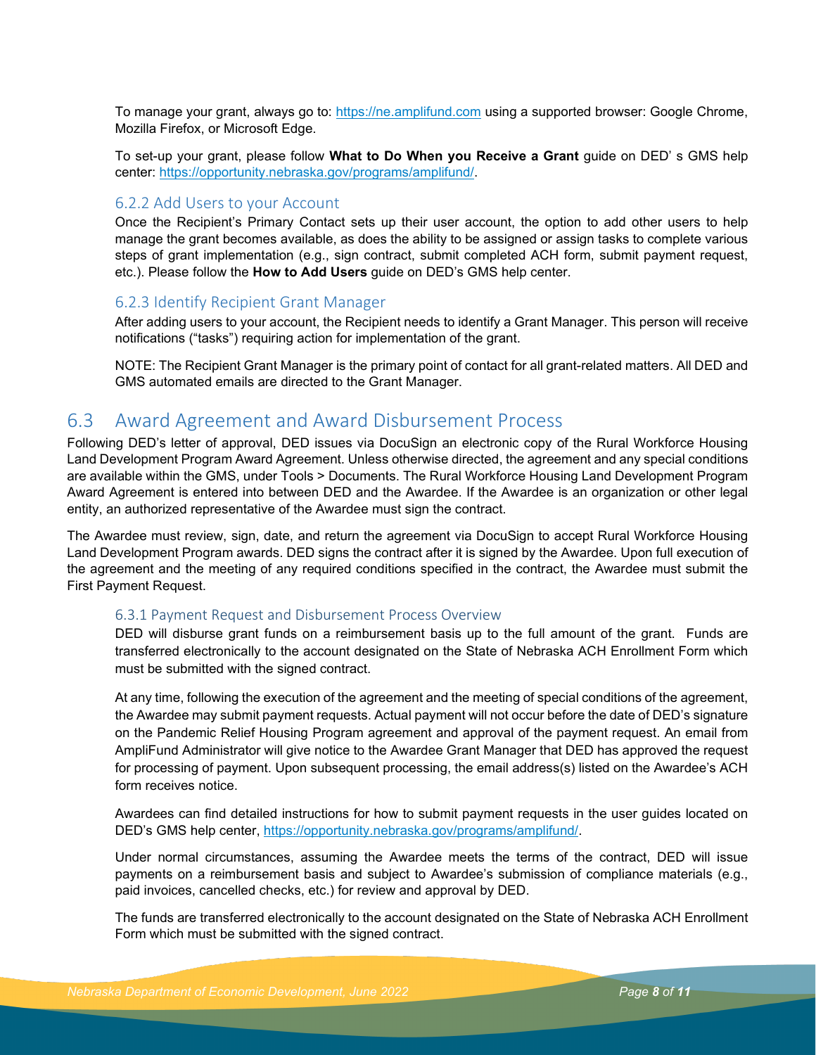To manage your grant, always go to: https://ne.amplifund.com using a supported browser: Google Chrome, Mozilla Firefox, or Microsoft Edge.

To set-up your grant, please follow **What to Do When you Receive a Grant** guide on DED' s GMS help center: https://opportunity.nebraska.gov/programs/amplifund/.

### 6.2.2 Add Users to your Account

Once the Recipient's Primary Contact sets up their user account, the option to add other users to help manage the grant becomes available, as does the ability to be assigned or assign tasks to complete various steps of grant implementation (e.g., sign contract, submit completed ACH form, submit payment request, etc.). Please follow the **How to Add Users** guide on DED's GMS help center.

### 6.2.3 Identify Recipient Grant Manager

After adding users to your account, the Recipient needs to identify a Grant Manager. This person will receive notifications ("tasks") requiring action for implementation of the grant.

NOTE: The Recipient Grant Manager is the primary point of contact for all grant-related matters. All DED and GMS automated emails are directed to the Grant Manager.

## 6.3 Award Agreement and Award Disbursement Process

Following DED's letter of approval, DED issues via DocuSign an electronic copy of the Rural Workforce Housing Land Development Program Award Agreement. Unless otherwise directed, the agreement and any special conditions are available within the GMS, under Tools > Documents. The Rural Workforce Housing Land Development Program Award Agreement is entered into between DED and the Awardee. If the Awardee is an organization or other legal entity, an authorized representative of the Awardee must sign the contract.

The Awardee must review, sign, date, and return the agreement via DocuSign to accept Rural Workforce Housing Land Development Program awards. DED signs the contract after it is signed by the Awardee. Upon full execution of the agreement and the meeting of any required conditions specified in the contract, the Awardee must submit the First Payment Request.

### 6.3.1 Payment Request and Disbursement Process Overview

DED will disburse grant funds on a reimbursement basis up to the full amount of the grant. Funds are transferred electronically to the account designated on the State of Nebraska ACH Enrollment Form which must be submitted with the signed contract.

At any time, following the execution of the agreement and the meeting of special conditions of the agreement, the Awardee may submit payment requests. Actual payment will not occur before the date of DED's signature on the Pandemic Relief Housing Program agreement and approval of the payment request. An email from AmpliFund Administrator will give notice to the Awardee Grant Manager that DED has approved the request for processing of payment. Upon subsequent processing, the email address(s) listed on the Awardee's ACH form receives notice.

Awardees can find detailed instructions for how to submit payment requests in the user guides located on DED's GMS help center, https://opportunity.nebraska.gov/programs/amplifund/.

Under normal circumstances, assuming the Awardee meets the terms of the contract, DED will issue payments on a reimbursement basis and subject to Awardee's submission of compliance materials (e.g., paid invoices, cancelled checks, etc.) for review and approval by DED.

The funds are transferred electronically to the account designated on the State of Nebraska ACH Enrollment Form which must be submitted with the signed contract.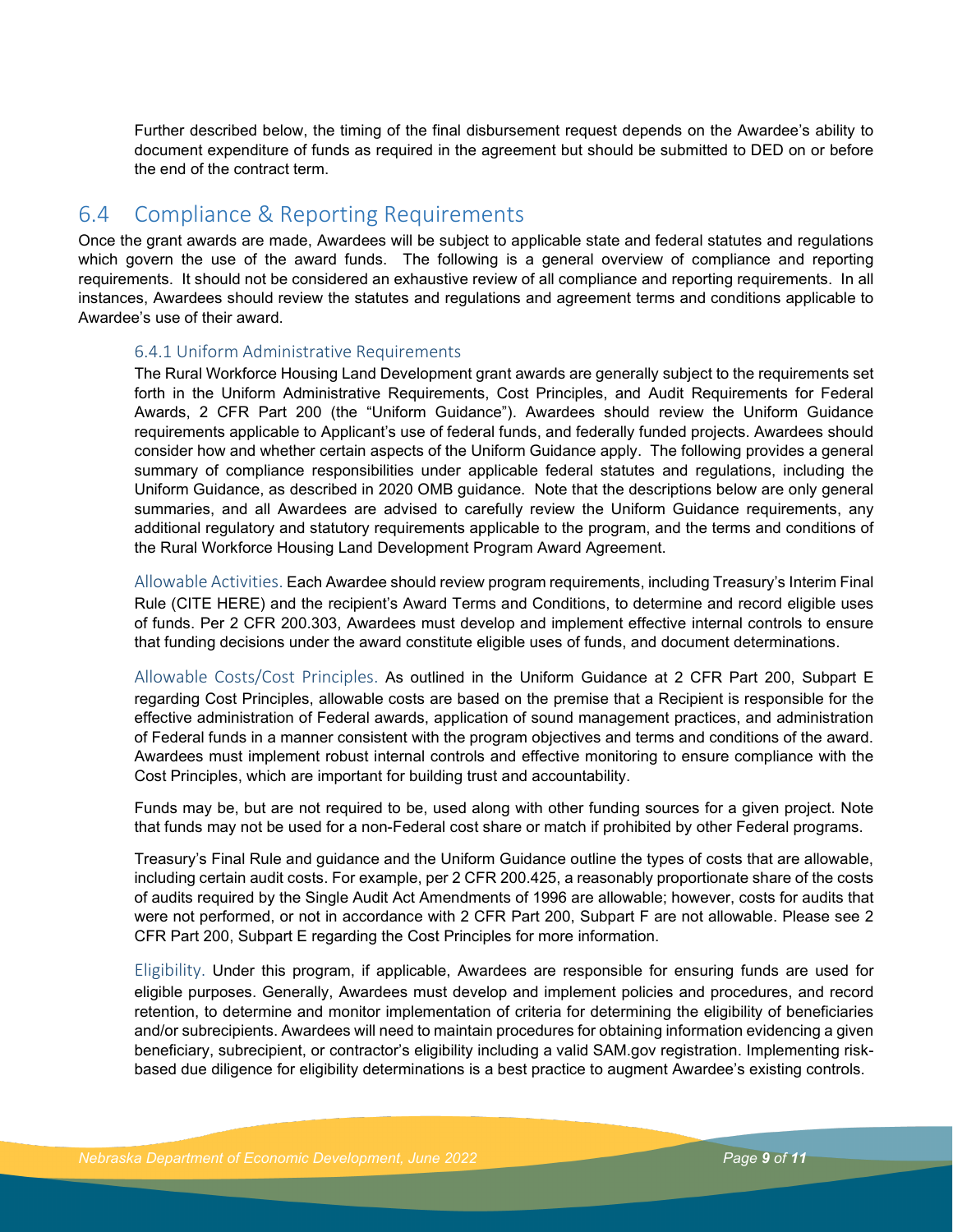Further described below, the timing of the final disbursement request depends on the Awardee's ability to document expenditure of funds as required in the agreement but should be submitted to DED on or before the end of the contract term.

## 6.4 Compliance & Reporting Requirements

Once the grant awards are made, Awardees will be subject to applicable state and federal statutes and regulations which govern the use of the award funds. The following is a general overview of compliance and reporting requirements. It should not be considered an exhaustive review of all compliance and reporting requirements. In all instances, Awardees should review the statutes and regulations and agreement terms and conditions applicable to Awardee's use of their award.

### 6.4.1 Uniform Administrative Requirements

The Rural Workforce Housing Land Development grant awards are generally subject to the requirements set forth in the Uniform Administrative Requirements, Cost Principles, and Audit Requirements for Federal Awards, 2 CFR Part 200 (the "Uniform Guidance"). Awardees should review the Uniform Guidance requirements applicable to Applicant's use of federal funds, and federally funded projects. Awardees should consider how and whether certain aspects of the Uniform Guidance apply. The following provides a general summary of compliance responsibilities under applicable federal statutes and regulations, including the Uniform Guidance, as described in 2020 OMB guidance. Note that the descriptions below are only general summaries, and all Awardees are advised to carefully review the Uniform Guidance requirements, any additional regulatory and statutory requirements applicable to the program, and the terms and conditions of the Rural Workforce Housing Land Development Program Award Agreement.

Allowable Activities. Each Awardee should review program requirements, including Treasury's Interim Final Rule (CITE HERE) and the recipient's Award Terms and Conditions, to determine and record eligible uses of funds. Per 2 CFR 200.303, Awardees must develop and implement effective internal controls to ensure that funding decisions under the award constitute eligible uses of funds, and document determinations.

Allowable Costs/Cost Principles. As outlined in the Uniform Guidance at 2 CFR Part 200, Subpart E regarding Cost Principles, allowable costs are based on the premise that a Recipient is responsible for the effective administration of Federal awards, application of sound management practices, and administration of Federal funds in a manner consistent with the program objectives and terms and conditions of the award. Awardees must implement robust internal controls and effective monitoring to ensure compliance with the Cost Principles, which are important for building trust and accountability.

Funds may be, but are not required to be, used along with other funding sources for a given project. Note that funds may not be used for a non-Federal cost share or match if prohibited by other Federal programs.

Treasury's Final Rule and guidance and the Uniform Guidance outline the types of costs that are allowable, including certain audit costs. For example, per 2 CFR 200.425, a reasonably proportionate share of the costs of audits required by the Single Audit Act Amendments of 1996 are allowable; however, costs for audits that were not performed, or not in accordance with 2 CFR Part 200, Subpart F are not allowable. Please see 2 CFR Part 200, Subpart E regarding the Cost Principles for more information.

Eligibility. Under this program, if applicable, Awardees are responsible for ensuring funds are used for eligible purposes. Generally, Awardees must develop and implement policies and procedures, and record retention, to determine and monitor implementation of criteria for determining the eligibility of beneficiaries and/or subrecipients. Awardees will need to maintain procedures for obtaining information evidencing a given beneficiary, subrecipient, or contractor's eligibility including a valid SAM.gov registration. Implementing risk-based due diligence for eligibility determinations is a best practice to augment Awardee's existing controls.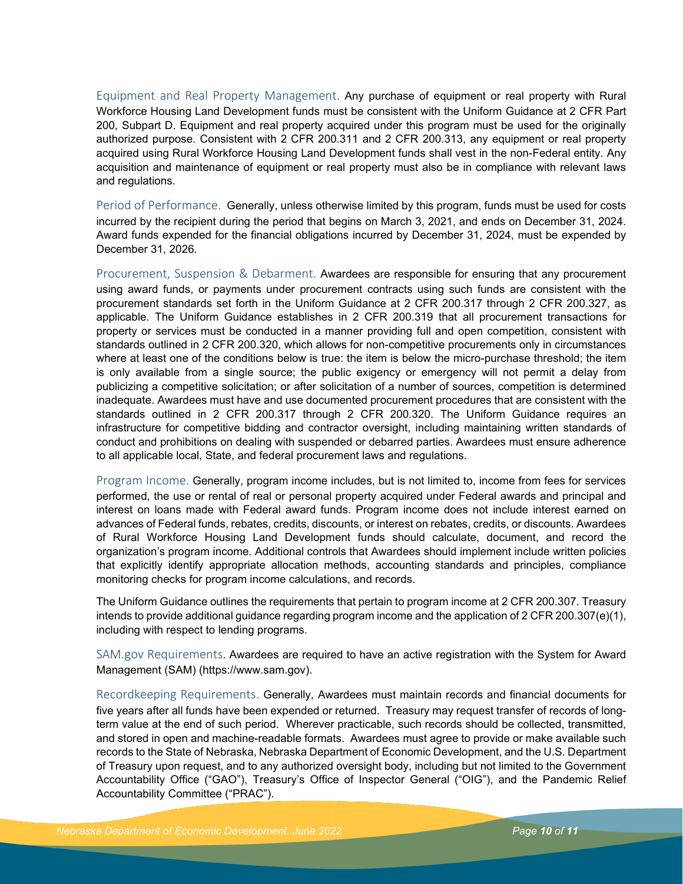Equipment and Real Property Management. Any purchase of equipment or real property with Rural Workforce Housing Land Development funds must be consistent with the Uniform Guidance at 2 CFR Part 200, Subpart D. Equipment and real property acquired under this program must be used for the originally authorized purpose. Consistent with 2 CFR 200.311 and 2 CFR 200.313, any equipment or real property acquired using Rural Workforce Housing Land Development funds shall vest in the non-Federal entity. Any acquisition and maintenance of equipment or real property must also be in compliance with relevant laws and regulations.

Period of Performance. Generally, unless otherwise limited by this program, funds must be used for costs incurred by the recipient during the period that begins on March 3, 2021, and ends on December 31, 2024. Award funds expended for the financial obligations incurred by December 31, 2024, must be expended by December 31, 2026.

Procurement, Suspension & Debarment. Awardees are responsible for ensuring that any procurement using award funds, or payments under procurement contracts using such funds are consistent with the procurement standards set forth in the Uniform Guidance at 2 CFR 200.317 through 2 CFR 200.327, as applicable. The Uniform Guidance establishes in 2 CFR 200.319 that all procurement transactions for property or services must be conducted in a manner providing full and open competition, consistent with standards outlined in 2 CFR 200.320, which allows for non-competitive procurements only in circumstances where at least one of the conditions below is true: the item is below the micro-purchase threshold; the item is only available from a single source; the public exigency or emergency will not permit a delay from publicizing a competitive solicitation; or after solicitation of a number of sources, competition is determined inadequate. Awardees must have and use documented procurement procedures that are consistent with the standards outlined in 2 CFR 200.317 through 2 CFR 200.320. The Uniform Guidance requires an infrastructure for competitive bidding and contractor oversight, including maintaining written standards of conduct and prohibitions on dealing with suspended or debarred parties. Awardees must ensure adherence to all applicable local, State, and federal procurement laws and regulations.

Program Income. Generally, program income includes, but is not limited to, income from fees for services performed, the use or rental of real or personal property acquired under Federal awards and principal and interest on loans made with Federal award funds. Program income does not include interest earned on advances of Federal funds, rebates, credits, discounts, or interest on rebates, credits, or discounts. Awardees of Rural Workforce Housing Land Development funds should calculate, document, and record the organization's program income. Additional controls that Awardees should implement include written policies that explicitly identify appropriate allocation methods, accounting standards and principles, compliance monitoring checks for program income calculations, and records.

The Uniform Guidance outlines the requirements that pertain to program income at 2 CFR 200.307. Treasury intends to provide additional guidance regarding program income and the application of 2 CFR 200.307(e)(1), including with respect to lending programs.

SAM.gov Requirements. Awardees are required to have an active registration with the System for Award Management (SAM) (https://www.sam.gov).

Recordkeeping Requirements. Generally, Awardees must maintain records and financial documents for five years after all funds have been expended or returned. Treasury may request transfer of records of long-term value at the end of such period. Wherever practicable, such records should be collected, transmitted, and stored in open and machine-readable formats. Awardees must agree to provide or make available such records to the State of Nebraska, Nebraska Department of Economic Development, and the U.S. Department of Treasury upon request, and to any authorized oversight body, including but not limited to the Government Accountability Office ("GAO"), Treasury's Office of Inspector General ("OIG"), and the Pandemic Relief Accountability Committee ("PRAC").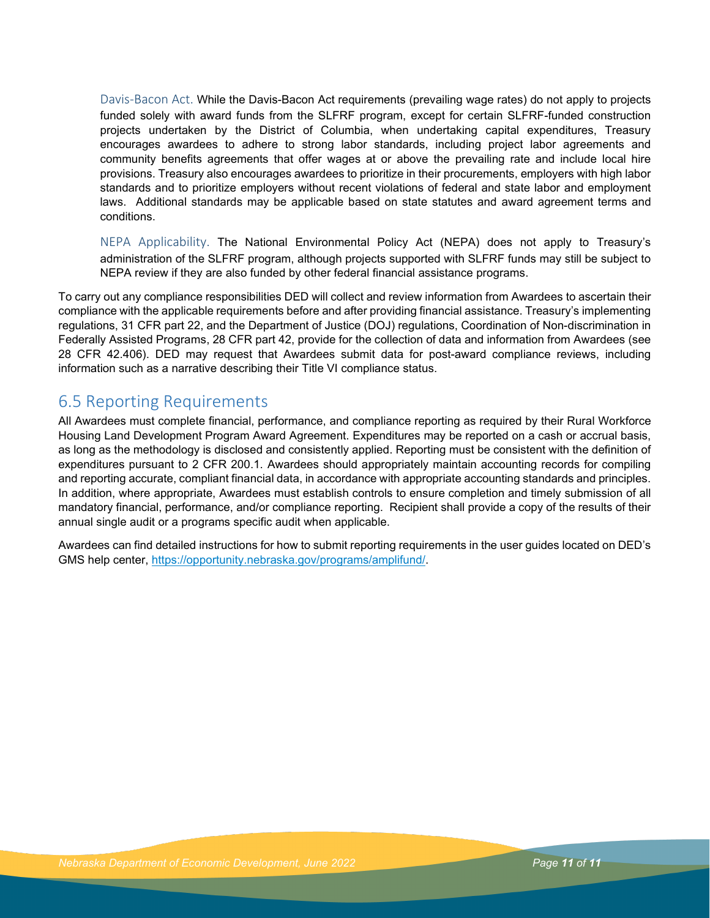Davis-Bacon Act. While the Davis-Bacon Act requirements (prevailing wage rates) do not apply to projects funded solely with award funds from the SLFRF program, except for certain SLFRF-funded construction projects undertaken by the District of Columbia, when undertaking capital expenditures, Treasury encourages awardees to adhere to strong labor standards, including project labor agreements and community benefits agreements that offer wages at or above the prevailing rate and include local hire provisions. Treasury also encourages awardees to prioritize in their procurements, employers with high labor standards and to prioritize employers without recent violations of federal and state labor and employment laws. Additional standards may be applicable based on state statutes and award agreement terms and conditions.

NEPA Applicability. The National Environmental Policy Act (NEPA) does not apply to Treasury's administration of the SLFRF program, although projects supported with SLFRF funds may still be subject to NEPA review if they are also funded by other federal financial assistance programs.

To carry out any compliance responsibilities DED will collect and review information from Awardees to ascertain their compliance with the applicable requirements before and after providing financial assistance. Treasury's implementing regulations, 31 CFR part 22, and the Department of Justice (DOJ) regulations, Coordination of Non-discrimination in Federally Assisted Programs, 28 CFR part 42, provide for the collection of data and information from Awardees (see 28 CFR 42.406). DED may request that Awardees submit data for post-award compliance reviews, including information such as a narrative describing their Title VI compliance status.

## 6.5 Reporting Requirements

All Awardees must complete financial, performance, and compliance reporting as required by their Rural Workforce Housing Land Development Program Award Agreement. Expenditures may be reported on a cash or accrual basis, as long as the methodology is disclosed and consistently applied. Reporting must be consistent with the definition of expenditures pursuant to 2 CFR 200.1. Awardees should appropriately maintain accounting records for compiling and reporting accurate, compliant financial data, in accordance with appropriate accounting standards and principles. In addition, where appropriate, Awardees must establish controls to ensure completion and timely submission of all mandatory financial, performance, and/or compliance reporting. Recipient shall provide a copy of the results of their annual single audit or a programs specific audit when applicable.

Awardees can find detailed instructions for how to submit reporting requirements in the user guides located on DED's GMS help center, https://opportunity.nebraska.gov/programs/amplifund/.